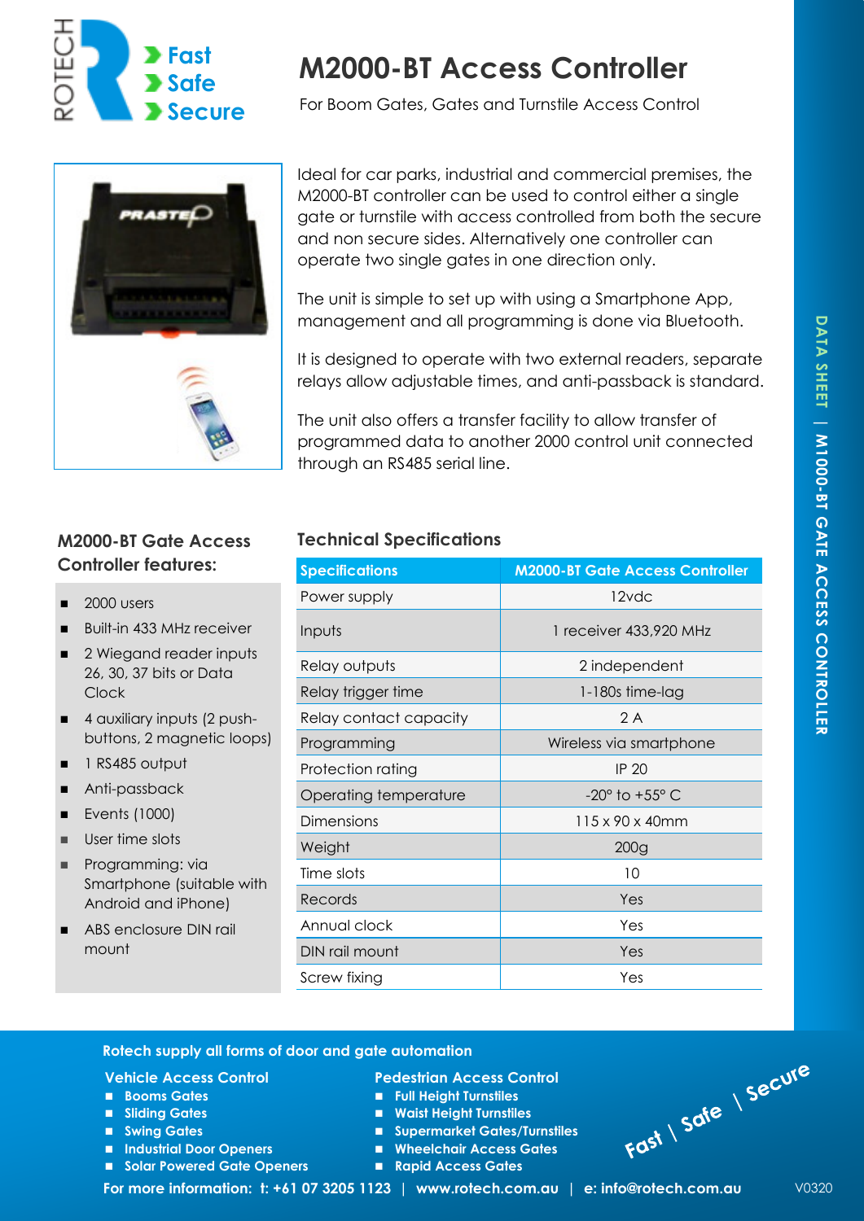ROTECH

Fast
Safe
Secure

# M2000-BT Access Controller

For Boom Gates, Gates and Turnstile Access Control

Ideal for car parks, industrial and commercial premises, the M2000-BT controller can be used to control either a single gate or turnstile with access controlled from both the secure and non secure sides. Alternatively one controller can operate two single gates in one direction only.

The unit is simple to set up with using a Smartphone App, management and all programming is done via Bluetooth.

It is designed to operate with two external readers, separate relays allow adjustable times, and anti-passback is standard.

The unit also offers a transfer facility to allow transfer of programmed data to another 2000 control unit connected through an RS485 serial line.

## M2000-BT Gate Access Controller features:

- 2000 users
- Built-in 433 MHz receiver
- 2 Wiegand reader inputs 26, 30, 37 bits or Data Clock
- 4 auxiliary inputs (2 push-buttons, 2 magnetic loops)
- 1 RS485 output
- Anti-passback
- Events (1000)
- User time slots
- Programming: via Smartphone (suitable with Android and iPhone)
- ABS enclosure DIN rail mount

## Technical Specifications

| Specifications | M2000-BT Gate Access Controller |
|---|---|
| Power supply | 12vdc |
| Inputs | 1 receiver 433,920 MHz |
| Relay outputs | 2 independent |
| Relay trigger time | 1-180s time-lag |
| Relay contact capacity | 2 A |
| Programming | Wireless via smartphone |
| Protection rating | IP 20 |
| Operating temperature | -20° to +55° C |
| Dimensions | 115 x 90 x 40mm |
| Weight | 200g |
| Time slots | 10 |
| Records | Yes |
| Annual clock | Yes |
| DIN rail mount | Yes |
| Screw fixing | Yes |

DATA SHEET | M1000-BT GATE ACCESS CONTROLLER

**Rotech supply all forms of door and gate automation**

**Vehicle Access Control**

- Booms Gates
- Sliding Gates
- Swing Gates
- Industrial Door Openers
- Solar Powered Gate Openers

**Pedestrian Access Control**

- Full Height Turnstiles
- Waist Height Turnstiles
- Supermarket Gates/Turnstiles
- Wheelchair Access Gates
- Rapid Access Gates

Fast | Safe | Secure

**For more information: t: +61 07 3205 1123 | www.rotech.com.au | e: info@rotech.com.au**

V0320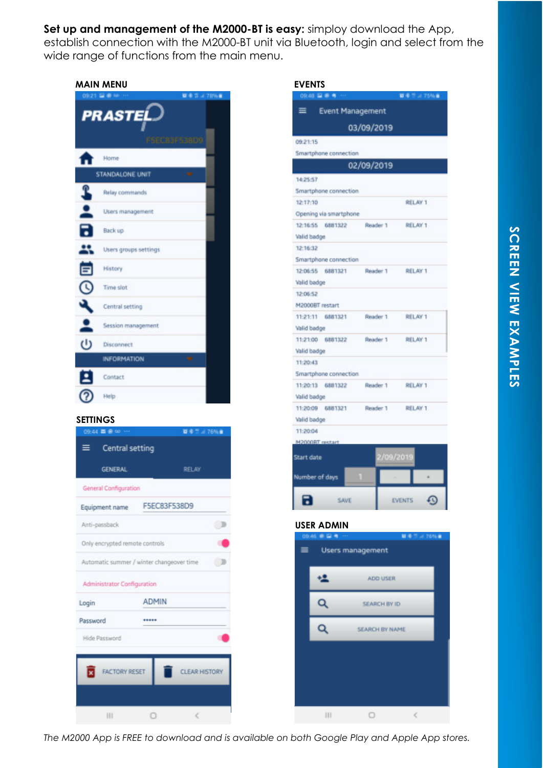**Set up and management of the M2000-BT is easy:** simploy download the App, establish connection with the M2000-BT unit via Bluetooth, login and select from the wide range of functions from the main menu.

**MAIN MENU**

PRASTEL

F5EC83F538D9

Home

STANDALONE UNIT

Relay commands

Users management

Back up

Users groups settings

History

Time slot

Central setting

Session management

Disconnect

INFORMATION

Contact

Help

**EVENTS**

Event Management

03/09/2019

09:21:15
Smartphone connection

02/09/2019

14:25:57
Smartphone connection

12:17:10 RELAY 1
Opening via smartphone

12:16:55 6881322 Reader 1 RELAY 1
Valid badge

12:16:32
Smartphone connection

12:06:55 6881321 Reader 1 RELAY 1
Valid badge

12:06:52
M2000BT restart

11:21:11 6881321 Reader 1 RELAY 1
Valid badge

11:21:00 6881322 Reader 1 RELAY 1
Valid badge

11:20:43
Smartphone connection

11:20:13 6881322 Reader 1 RELAY 1
Valid badge

11:20:09 6881321 Reader 1 RELAY 1
Valid badge

11:20:04
M2000BT restart

Start date 2/09/2019

Number of days 1 - +

SAVE EVENTS

**SETTINGS**

Central setting

GENERAL RELAY

General Configuration

Equipment name F5EC83F538D9

Anti-passback

Only encrypted remote controls

Automatic summer / winter changeover time

Administrator Configuration

Login ADMIN

Password •••••

Hide Password

FACTORY RESET CLEAR HISTORY

**USER ADMIN**

Users management

ADD USER

SEARCH BY ID

SEARCH BY NAME

*The M2000 App is FREE to download and is available on both Google Play and Apple App stores.*